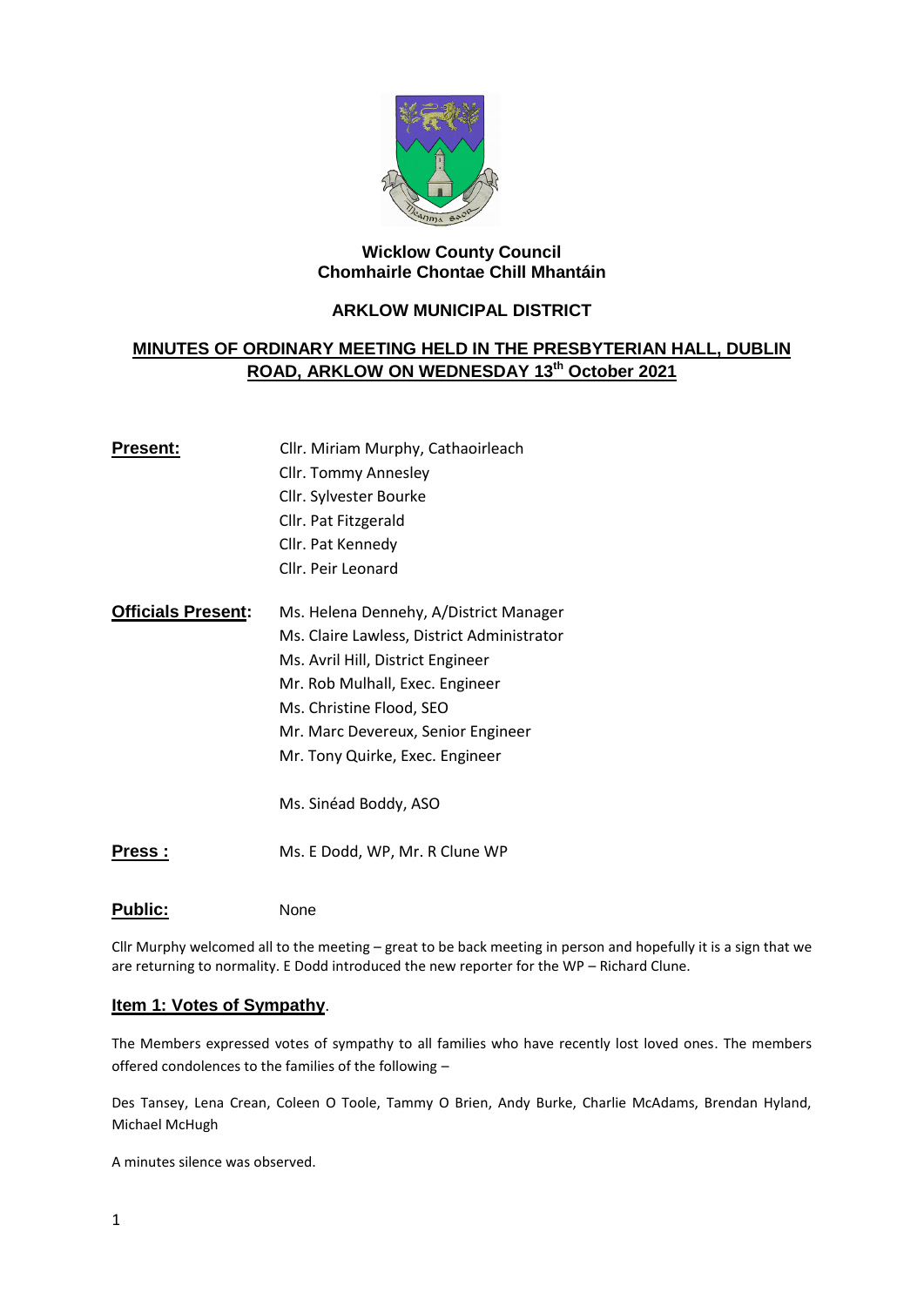**Wicklow County Council**
**Chomhairle Chontae Chill Mhantáin**

## ARKLOW MUNICIPAL DISTRICT

## MINUTES OF ORDINARY MEETING HELD IN THE PRESBYTERIAN HALL, DUBLIN ROAD, ARKLOW ON WEDNESDAY 13th October 2021

**Present:**
Cllr. Miriam Murphy, Cathaoirleach
Cllr. Tommy Annesley
Cllr. Sylvester Bourke
Cllr. Pat Fitzgerald
Cllr. Pat Kennedy
Cllr. Peir Leonard

**Officials Present:**
Ms. Helena Dennehy, A/District Manager
Ms. Claire Lawless, District Administrator
Ms. Avril Hill, District Engineer
Mr. Rob Mulhall, Exec. Engineer
Ms. Christine Flood, SEO
Mr. Marc Devereux, Senior Engineer
Mr. Tony Quirke, Exec. Engineer

Ms. Sinéad Boddy, ASO

**Press :** Ms. E Dodd, WP, Mr. R Clune WP

**Public:** None

Cllr Murphy welcomed all to the meeting – great to be back meeting in person and hopefully it is a sign that we are returning to normality. E Dodd introduced the new reporter for the WP – Richard Clune.

### Item 1: Votes of Sympathy.

The Members expressed votes of sympathy to all families who have recently lost loved ones. The members offered condolences to the families of the following –

Des Tansey, Lena Crean, Coleen O Toole, Tammy O Brien, Andy Burke, Charlie McAdams, Brendan Hyland, Michael McHugh

A minutes silence was observed.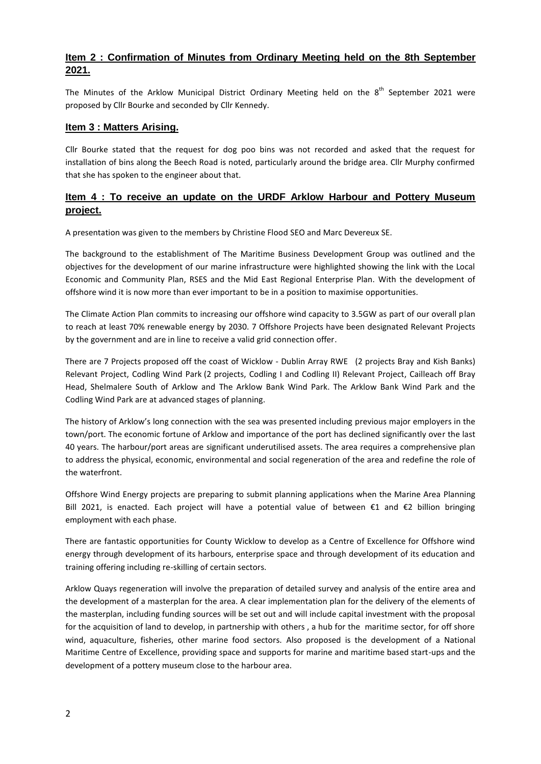## Item 2 : Confirmation of Minutes from Ordinary Meeting held on the 8th September 2021.

The Minutes of the Arklow Municipal District Ordinary Meeting held on the 8th September 2021 were proposed by Cllr Bourke and seconded by Cllr Kennedy.

## Item 3 : Matters Arising.

Cllr Bourke stated that the request for dog poo bins was not recorded and asked that the request for installation of bins along the Beech Road is noted, particularly around the bridge area. Cllr Murphy confirmed that she has spoken to the engineer about that.

## Item 4 : To receive an update on the URDF Arklow Harbour and Pottery Museum project.

A presentation was given to the members by Christine Flood SEO and Marc Devereux SE.

The background to the establishment of The Maritime Business Development Group was outlined and the objectives for the development of our marine infrastructure were highlighted showing the link with the Local Economic and Community Plan, RSES and the Mid East Regional Enterprise Plan. With the development of offshore wind it is now more than ever important to be in a position to maximise opportunities.

The Climate Action Plan commits to increasing our offshore wind capacity to 3.5GW as part of our overall plan to reach at least 70% renewable energy by 2030. 7 Offshore Projects have been designated Relevant Projects by the government and are in line to receive a valid grid connection offer.

There are 7 Projects proposed off the coast of Wicklow - Dublin Array RWE (2 projects Bray and Kish Banks) Relevant Project, Codling Wind Park (2 projects, Codling I and Codling II) Relevant Project, Cailleach off Bray Head, Shelmalere South of Arklow and The Arklow Bank Wind Park. The Arklow Bank Wind Park and the Codling Wind Park are at advanced stages of planning.

The history of Arklow's long connection with the sea was presented including previous major employers in the town/port. The economic fortune of Arklow and importance of the port has declined significantly over the last 40 years. The harbour/port areas are significant underutilised assets. The area requires a comprehensive plan to address the physical, economic, environmental and social regeneration of the area and redefine the role of the waterfront.

Offshore Wind Energy projects are preparing to submit planning applications when the Marine Area Planning Bill 2021, is enacted. Each project will have a potential value of between €1 and €2 billion bringing employment with each phase.

There are fantastic opportunities for County Wicklow to develop as a Centre of Excellence for Offshore wind energy through development of its harbours, enterprise space and through development of its education and training offering including re-skilling of certain sectors.

Arklow Quays regeneration will involve the preparation of detailed survey and analysis of the entire area and the development of a masterplan for the area. A clear implementation plan for the delivery of the elements of the masterplan, including funding sources will be set out and will include capital investment with the proposal for the acquisition of land to develop, in partnership with others , a hub for the maritime sector, for off shore wind, aquaculture, fisheries, other marine food sectors. Also proposed is the development of a National Maritime Centre of Excellence, providing space and supports for marine and maritime based start-ups and the development of a pottery museum close to the harbour area.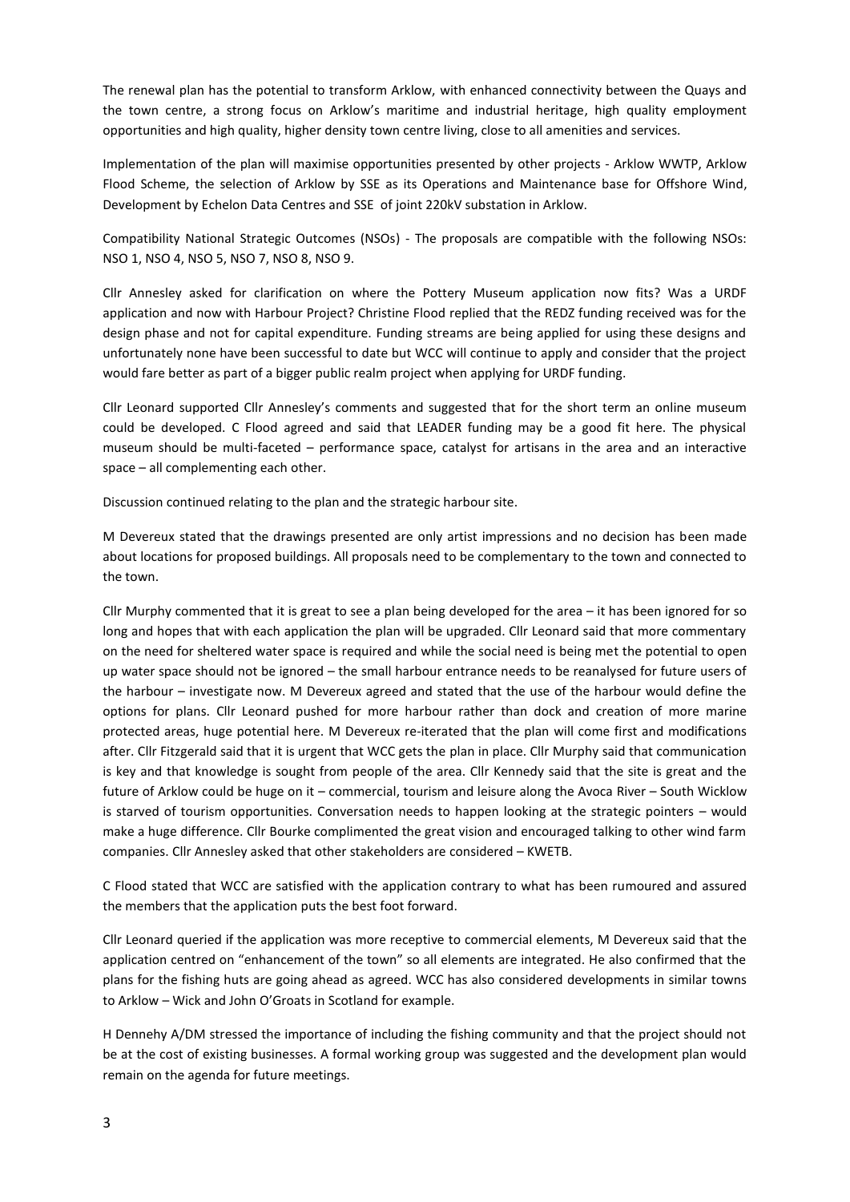The renewal plan has the potential to transform Arklow, with enhanced connectivity between the Quays and the town centre, a strong focus on Arklow's maritime and industrial heritage, high quality employment opportunities and high quality, higher density town centre living, close to all amenities and services.

Implementation of the plan will maximise opportunities presented by other projects - Arklow WWTP, Arklow Flood Scheme, the selection of Arklow by SSE as its Operations and Maintenance base for Offshore Wind, Development by Echelon Data Centres and SSE of joint 220kV substation in Arklow.

Compatibility National Strategic Outcomes (NSOs) - The proposals are compatible with the following NSOs: NSO 1, NSO 4, NSO 5, NSO 7, NSO 8, NSO 9.

Cllr Annesley asked for clarification on where the Pottery Museum application now fits? Was a URDF application and now with Harbour Project? Christine Flood replied that the REDZ funding received was for the design phase and not for capital expenditure. Funding streams are being applied for using these designs and unfortunately none have been successful to date but WCC will continue to apply and consider that the project would fare better as part of a bigger public realm project when applying for URDF funding.

Cllr Leonard supported Cllr Annesley's comments and suggested that for the short term an online museum could be developed. C Flood agreed and said that LEADER funding may be a good fit here. The physical museum should be multi-faceted – performance space, catalyst for artisans in the area and an interactive space – all complementing each other.

Discussion continued relating to the plan and the strategic harbour site.

M Devereux stated that the drawings presented are only artist impressions and no decision has been made about locations for proposed buildings. All proposals need to be complementary to the town and connected to the town.

Cllr Murphy commented that it is great to see a plan being developed for the area – it has been ignored for so long and hopes that with each application the plan will be upgraded. Cllr Leonard said that more commentary on the need for sheltered water space is required and while the social need is being met the potential to open up water space should not be ignored – the small harbour entrance needs to be reanalysed for future users of the harbour – investigate now. M Devereux agreed and stated that the use of the harbour would define the options for plans. Cllr Leonard pushed for more harbour rather than dock and creation of more marine protected areas, huge potential here. M Devereux re-iterated that the plan will come first and modifications after. Cllr Fitzgerald said that it is urgent that WCC gets the plan in place. Cllr Murphy said that communication is key and that knowledge is sought from people of the area. Cllr Kennedy said that the site is great and the future of Arklow could be huge on it – commercial, tourism and leisure along the Avoca River – South Wicklow is starved of tourism opportunities. Conversation needs to happen looking at the strategic pointers – would make a huge difference. Cllr Bourke complimented the great vision and encouraged talking to other wind farm companies. Cllr Annesley asked that other stakeholders are considered – KWETB.

C Flood stated that WCC are satisfied with the application contrary to what has been rumoured and assured the members that the application puts the best foot forward.

Cllr Leonard queried if the application was more receptive to commercial elements, M Devereux said that the application centred on "enhancement of the town" so all elements are integrated. He also confirmed that the plans for the fishing huts are going ahead as agreed. WCC has also considered developments in similar towns to Arklow – Wick and John O'Groats in Scotland for example.

H Dennehy A/DM stressed the importance of including the fishing community and that the project should not be at the cost of existing businesses. A formal working group was suggested and the development plan would remain on the agenda for future meetings.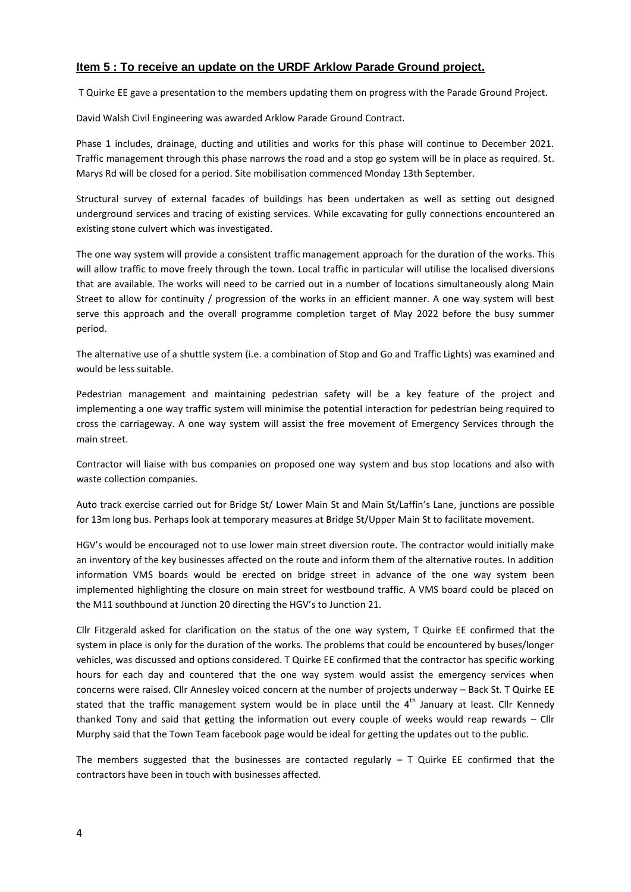## Item 5 : To receive an update on the URDF Arklow Parade Ground project.

T Quirke EE gave a presentation to the members updating them on progress with the Parade Ground Project.

David Walsh Civil Engineering was awarded Arklow Parade Ground Contract.

Phase 1 includes, drainage, ducting and utilities and works for this phase will continue to December 2021. Traffic management through this phase narrows the road and a stop go system will be in place as required. St. Marys Rd will be closed for a period. Site mobilisation commenced Monday 13th September.

Structural survey of external facades of buildings has been undertaken as well as setting out designed underground services and tracing of existing services. While excavating for gully connections encountered an existing stone culvert which was investigated.

The one way system will provide a consistent traffic management approach for the duration of the works. This will allow traffic to move freely through the town. Local traffic in particular will utilise the localised diversions that are available. The works will need to be carried out in a number of locations simultaneously along Main Street to allow for continuity / progression of the works in an efficient manner. A one way system will best serve this approach and the overall programme completion target of May 2022 before the busy summer period.

The alternative use of a shuttle system (i.e. a combination of Stop and Go and Traffic Lights) was examined and would be less suitable.

Pedestrian management and maintaining pedestrian safety will be a key feature of the project and implementing a one way traffic system will minimise the potential interaction for pedestrian being required to cross the carriageway. A one way system will assist the free movement of Emergency Services through the main street.

Contractor will liaise with bus companies on proposed one way system and bus stop locations and also with waste collection companies.

Auto track exercise carried out for Bridge St/ Lower Main St and Main St/Laffin's Lane, junctions are possible for 13m long bus. Perhaps look at temporary measures at Bridge St/Upper Main St to facilitate movement.

HGV's would be encouraged not to use lower main street diversion route. The contractor would initially make an inventory of the key businesses affected on the route and inform them of the alternative routes. In addition information VMS boards would be erected on bridge street in advance of the one way system been implemented highlighting the closure on main street for westbound traffic. A VMS board could be placed on the M11 southbound at Junction 20 directing the HGV's to Junction 21.

Cllr Fitzgerald asked for clarification on the status of the one way system, T Quirke EE confirmed that the system in place is only for the duration of the works. The problems that could be encountered by buses/longer vehicles, was discussed and options considered. T Quirke EE confirmed that the contractor has specific working hours for each day and countered that the one way system would assist the emergency services when concerns were raised. Cllr Annesley voiced concern at the number of projects underway – Back St. T Quirke EE stated that the traffic management system would be in place until the 4th January at least. Cllr Kennedy thanked Tony and said that getting the information out every couple of weeks would reap rewards – Cllr Murphy said that the Town Team facebook page would be ideal for getting the updates out to the public.

The members suggested that the businesses are contacted regularly – T Quirke EE confirmed that the contractors have been in touch with businesses affected.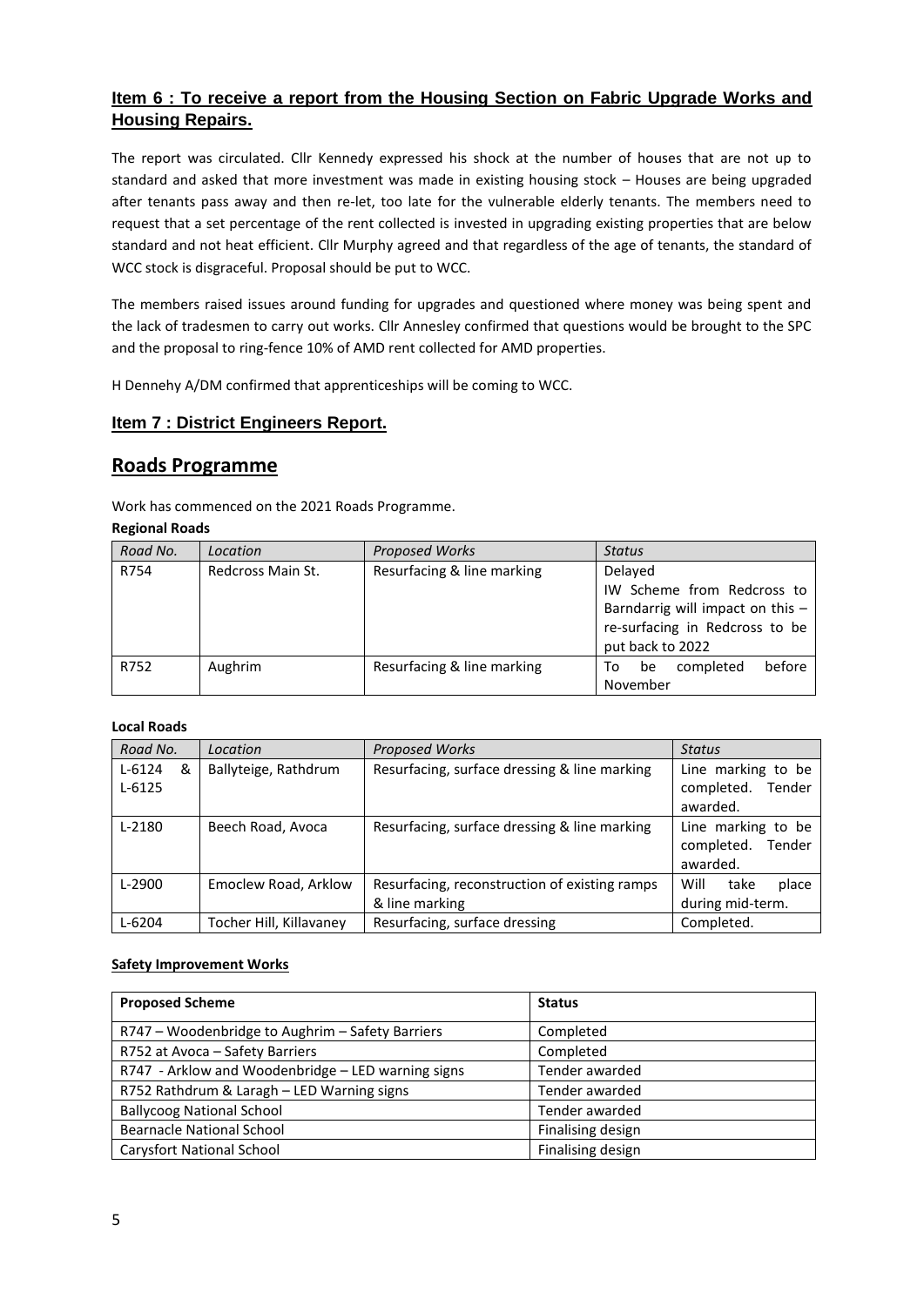## Item 6 : To receive a report from the Housing Section on Fabric Upgrade Works and Housing Repairs.

The report was circulated. Cllr Kennedy expressed his shock at the number of houses that are not up to standard and asked that more investment was made in existing housing stock – Houses are being upgraded after tenants pass away and then re-let, too late for the vulnerable elderly tenants. The members need to request that a set percentage of the rent collected is invested in upgrading existing properties that are below standard and not heat efficient. Cllr Murphy agreed and that regardless of the age of tenants, the standard of WCC stock is disgraceful. Proposal should be put to WCC.

The members raised issues around funding for upgrades and questioned where money was being spent and the lack of tradesmen to carry out works. Cllr Annesley confirmed that questions would be brought to the SPC and the proposal to ring-fence 10% of AMD rent collected for AMD properties.

H Dennehy A/DM confirmed that apprenticeships will be coming to WCC.

## Item 7 : District Engineers Report.

# Roads Programme

Work has commenced on the 2021 Roads Programme.

**Regional Roads**

| *Road No.* | *Location* | *Proposed Works* | *Status* |
|---|---|---|---|
| R754 | Redcross Main St. | Resurfacing & line marking | Delayed<br>IW Scheme from Redcross to Barndarrig will impact on this – re-surfacing in Redcross to be put back to 2022 |
| R752 | Aughrim | Resurfacing & line marking | To be completed before November |

**Local Roads**

| *Road No.* | *Location* | *Proposed Works* | *Status* |
|---|---|---|---|
| L-6124 & L-6125 | Ballyteige, Rathdrum | Resurfacing, surface dressing & line marking | Line marking to be completed. Tender awarded. |
| L-2180 | Beech Road, Avoca | Resurfacing, surface dressing & line marking | Line marking to be completed. Tender awarded. |
| L-2900 | Emoclew Road, Arklow | Resurfacing, reconstruction of existing ramps & line marking | Will take place during mid-term. |
| L-6204 | Tocher Hill, Killavaney | Resurfacing, surface dressing | Completed. |

**Safety Improvement Works**

| **Proposed Scheme** | **Status** |
|---|---|
| R747 – Woodenbridge to Aughrim – Safety Barriers | Completed |
| R752 at Avoca – Safety Barriers | Completed |
| R747 - Arklow and Woodenbridge – LED warning signs | Tender awarded |
| R752 Rathdrum & Laragh – LED Warning signs | Tender awarded |
| Ballycoog National School | Tender awarded |
| Bearnacle National School | Finalising design |
| Carysfort National School | Finalising design |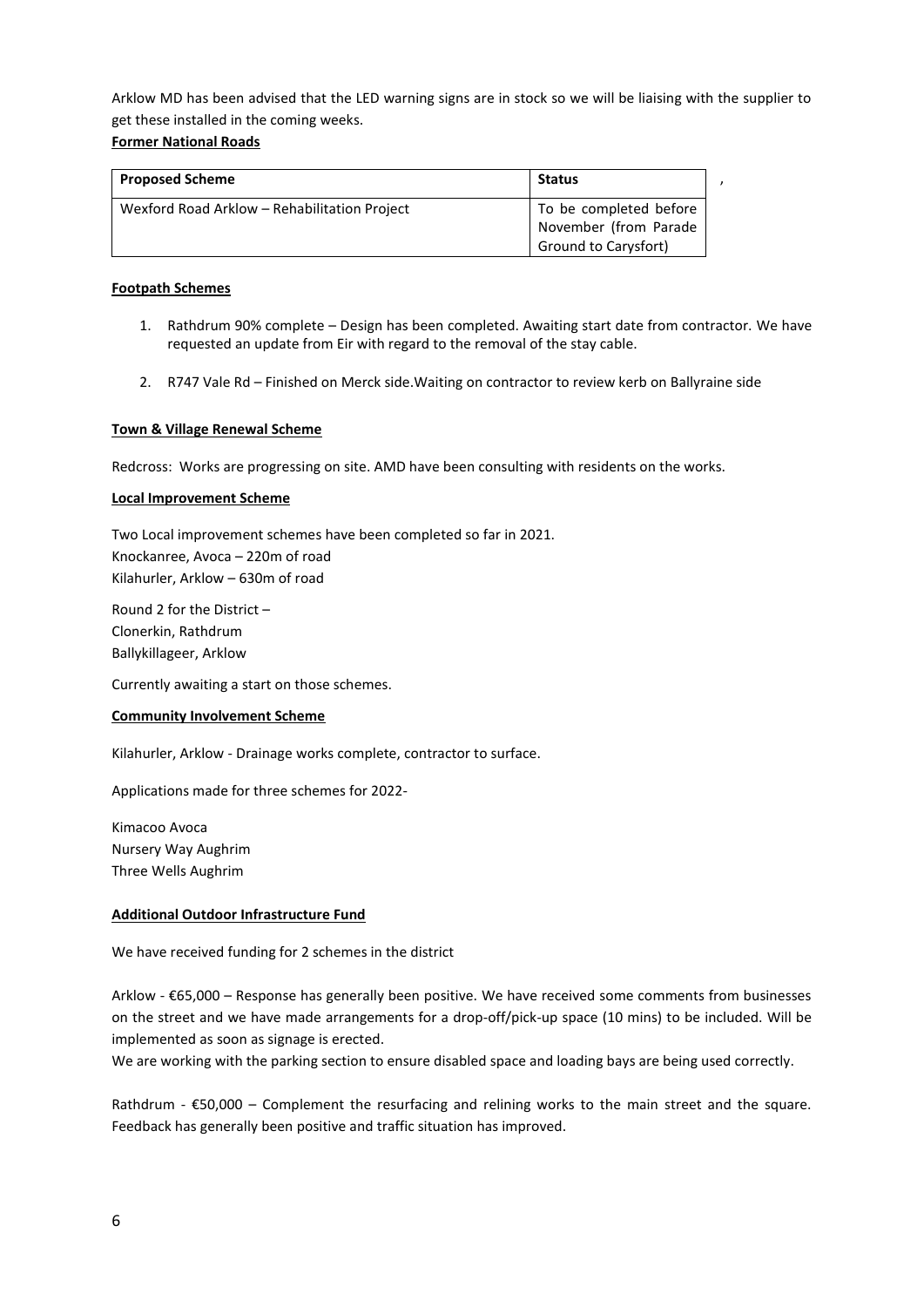Arklow MD has been advised that the LED warning signs are in stock so we will be liaising with the supplier to get these installed in the coming weeks.

**Former National Roads**

| **Proposed Scheme** | **Status** |
|---|---|
| Wexford Road Arklow – Rehabilitation Project | To be completed before November (from Parade Ground to Carysfort) |

**Footpath Schemes**

1. Rathdrum 90% complete – Design has been completed. Awaiting start date from contractor. We have requested an update from Eir with regard to the removal of the stay cable.
2. R747 Vale Rd – Finished on Merck side.Waiting on contractor to review kerb on Ballyraine side

**Town & Village Renewal Scheme**

Redcross: Works are progressing on site. AMD have been consulting with residents on the works.

**Local Improvement Scheme**

Two Local improvement schemes have been completed so far in 2021.
Knockanree, Avoca – 220m of road
Kilahurler, Arklow – 630m of road

Round 2 for the District –
Clonerkin, Rathdrum
Ballykillageer, Arklow

Currently awaiting a start on those schemes.

**Community Involvement Scheme**

Kilahurler, Arklow - Drainage works complete, contractor to surface.

Applications made for three schemes for 2022-

Kimacoo Avoca
Nursery Way Aughrim
Three Wells Aughrim

**Additional Outdoor Infrastructure Fund**

We have received funding for 2 schemes in the district

Arklow - €65,000 – Response has generally been positive. We have received some comments from businesses on the street and we have made arrangements for a drop-off/pick-up space (10 mins) to be included. Will be implemented as soon as signage is erected.
We are working with the parking section to ensure disabled space and loading bays are being used correctly.

Rathdrum - €50,000 – Complement the resurfacing and relining works to the main street and the square. Feedback has generally been positive and traffic situation has improved.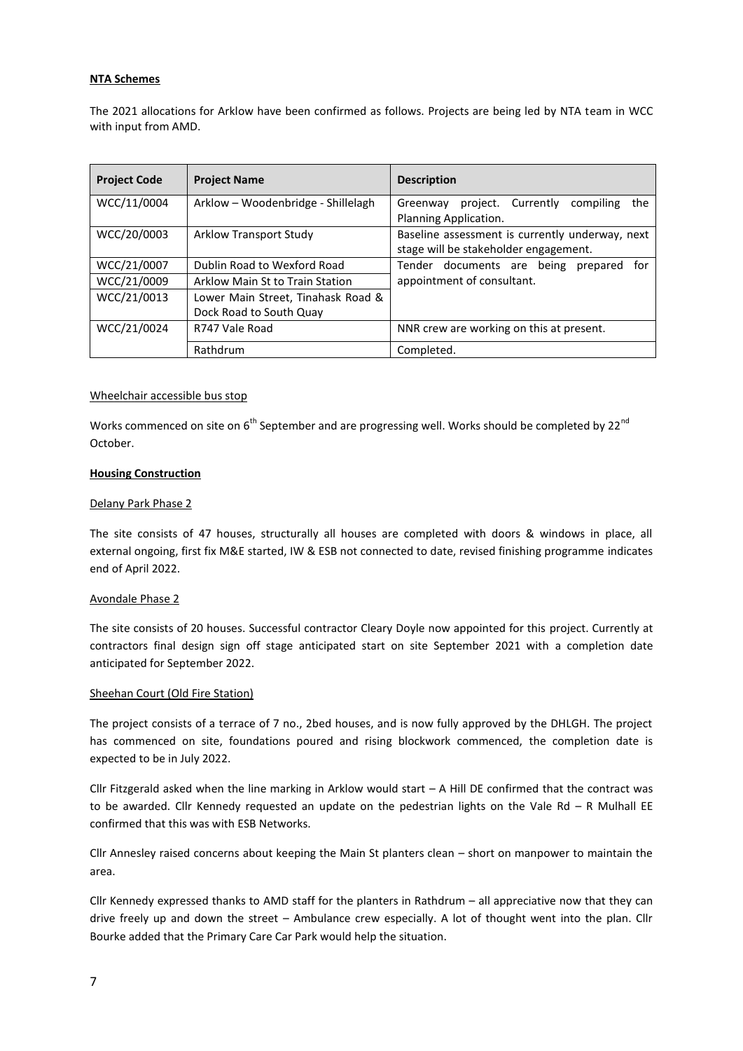**NTA Schemes**

The 2021 allocations for Arklow have been confirmed as follows. Projects are being led by NTA team in WCC with input from AMD.

| Project Code | Project Name | Description |
|---|---|---|
| WCC/11/0004 | Arklow – Woodenbridge - Shillelagh | Greenway project. Currently compiling the Planning Application. |
| WCC/20/0003 | Arklow Transport Study | Baseline assessment is currently underway, next stage will be stakeholder engagement. |
| WCC/21/0007 | Dublin Road to Wexford Road | Tender documents are being prepared for appointment of consultant. |
| WCC/21/0009 | Arklow Main St to Train Station | |
| WCC/21/0013 | Lower Main Street, Tinahask Road & Dock Road to South Quay | |
| WCC/21/0024 | R747 Vale Road | NNR crew are working on this at present. |
| | Rathdrum | Completed. |

Wheelchair accessible bus stop

Works commenced on site on 6th September and are progressing well. Works should be completed by 22nd October.

**Housing Construction**

Delany Park Phase 2

The site consists of 47 houses, structurally all houses are completed with doors & windows in place, all external ongoing, first fix M&E started, IW & ESB not connected to date, revised finishing programme indicates end of April 2022.

Avondale Phase 2

The site consists of 20 houses. Successful contractor Cleary Doyle now appointed for this project. Currently at contractors final design sign off stage anticipated start on site September 2021 with a completion date anticipated for September 2022.

Sheehan Court (Old Fire Station)

The project consists of a terrace of 7 no., 2bed houses, and is now fully approved by the DHLGH. The project has commenced on site, foundations poured and rising blockwork commenced, the completion date is expected to be in July 2022.

Cllr Fitzgerald asked when the line marking in Arklow would start – A Hill DE confirmed that the contract was to be awarded. Cllr Kennedy requested an update on the pedestrian lights on the Vale Rd – R Mulhall EE confirmed that this was with ESB Networks.

Cllr Annesley raised concerns about keeping the Main St planters clean – short on manpower to maintain the area.

Cllr Kennedy expressed thanks to AMD staff for the planters in Rathdrum – all appreciative now that they can drive freely up and down the street – Ambulance crew especially. A lot of thought went into the plan. Cllr Bourke added that the Primary Care Car Park would help the situation.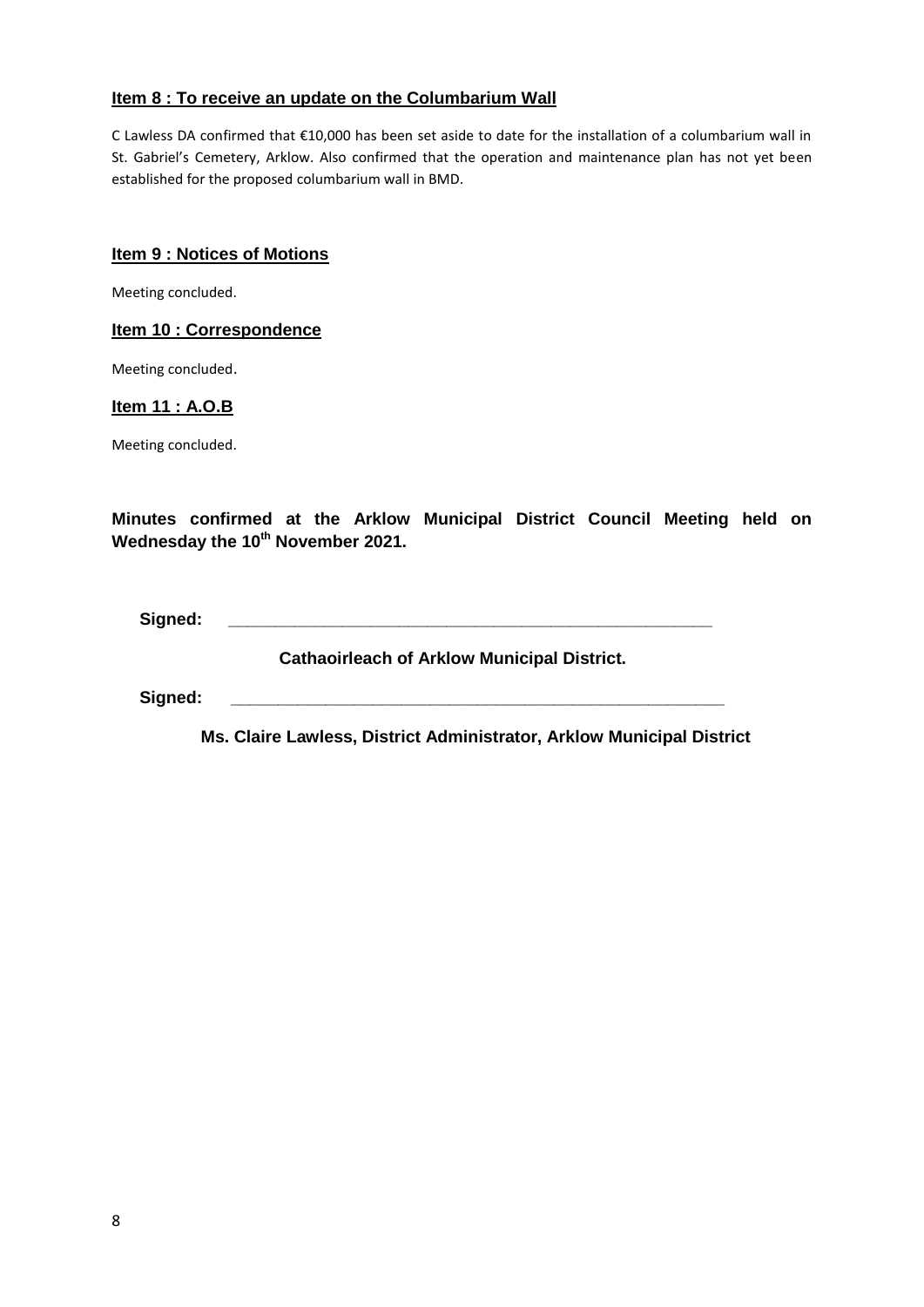## Item 8 : To receive an update on the Columbarium Wall

C Lawless DA confirmed that €10,000 has been set aside to date for the installation of a columbarium wall in St. Gabriel's Cemetery, Arklow. Also confirmed that the operation and maintenance plan has not yet been established for the proposed columbarium wall in BMD.

## Item 9 : Notices of Motions

Meeting concluded.

## Item 10 : Correspondence

Meeting concluded.

## Item 11 : A.O.B

Meeting concluded.

**Minutes confirmed at the Arklow Municipal District Council Meeting held on Wednesday the 10th November 2021.**

**Signed:** ________________________________________________

**Cathaoirleach of Arklow Municipal District.**

**Signed:** ________________________________________________

**Ms. Claire Lawless, District Administrator, Arklow Municipal District**